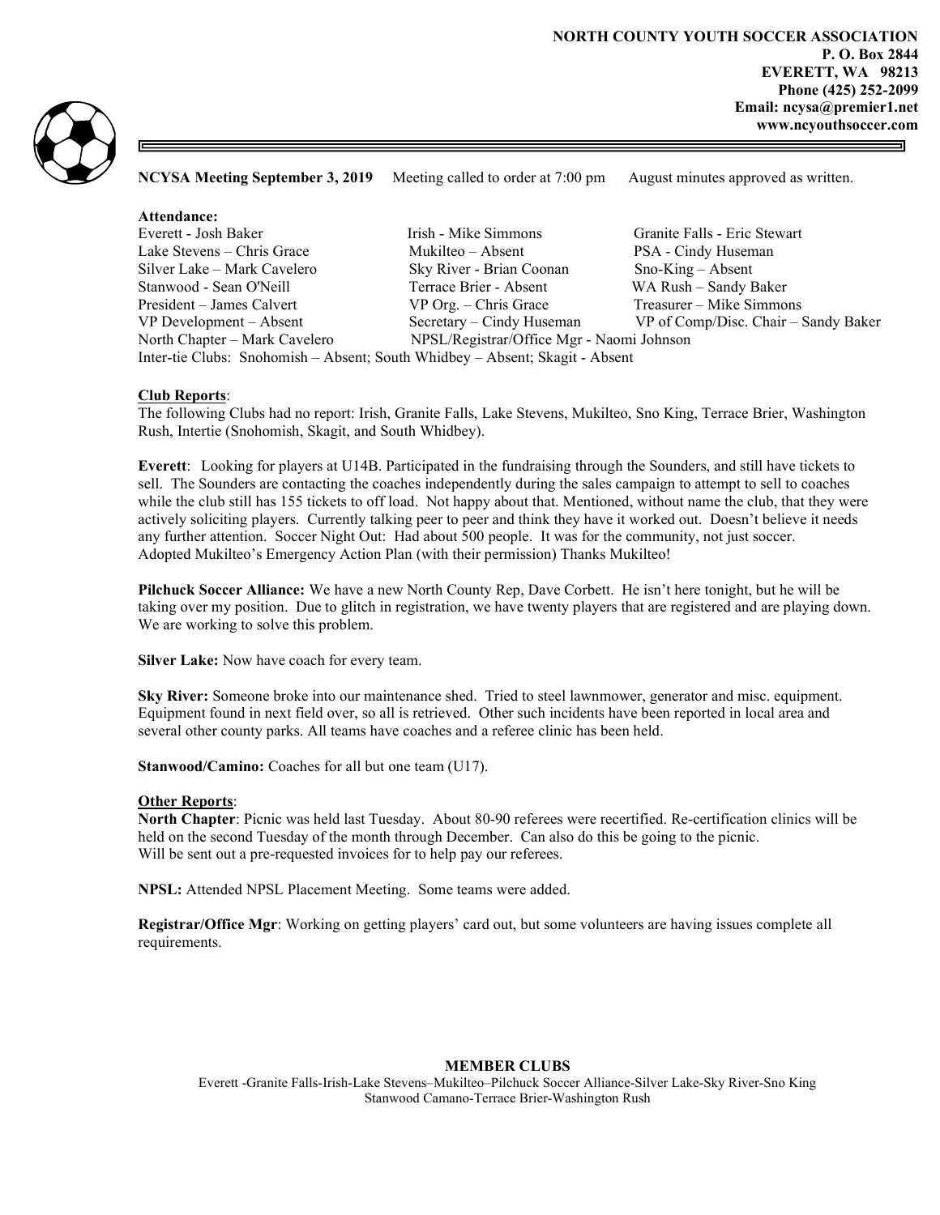**NORTH COUNTY YOUTH SOCCER ASSOCIATION**
**P. O. Box 2844**
**EVERETT, WA 98213**
**Phone (425) 252-2099**
**Email: ncysa@premier1.net**
**www.ncyouthsoccer.com**

**NCYSA Meeting September 3, 2019** Meeting called to order at 7:00 pm August minutes approved as written.

**Attendance:**

| | | |
|---|---|---|
| Everett - Josh Baker | Irish - Mike Simmons | Granite Falls - Eric Stewart |
| Lake Stevens – Chris Grace | Mukilteo – Absent | PSA - Cindy Huseman |
| Silver Lake – Mark Cavelero | Sky River - Brian Coonan | Sno-King – Absent |
| Stanwood - Sean O'Neill | Terrace Brier - Absent | WA Rush – Sandy Baker |
| President – James Calvert | VP Org. – Chris Grace | Treasurer – Mike Simmons |
| VP Development – Absent | Secretary – Cindy Huseman | VP of Comp/Disc. Chair – Sandy Baker |
| North Chapter – Mark Cavelero | NPSL/Registrar/Office Mgr - Naomi Johnson | |

Inter-tie Clubs: Snohomish – Absent; South Whidbey – Absent; Skagit - Absent

**Club Reports**:

The following Clubs had no report: Irish, Granite Falls, Lake Stevens, Mukilteo, Sno King, Terrace Brier, Washington Rush, Intertie (Snohomish, Skagit, and South Whidbey).

**Everett**: Looking for players at U14B. Participated in the fundraising through the Sounders, and still have tickets to sell. The Sounders are contacting the coaches independently during the sales campaign to attempt to sell to coaches while the club still has 155 tickets to off load. Not happy about that. Mentioned, without name the club, that they were actively soliciting players. Currently talking peer to peer and think they have it worked out. Doesn't believe it needs any further attention. Soccer Night Out: Had about 500 people. It was for the community, not just soccer. Adopted Mukilteo's Emergency Action Plan (with their permission) Thanks Mukilteo!

**Pilchuck Soccer Alliance:** We have a new North County Rep, Dave Corbett. He isn't here tonight, but he will be taking over my position. Due to glitch in registration, we have twenty players that are registered and are playing down. We are working to solve this problem.

**Silver Lake:** Now have coach for every team.

**Sky River:** Someone broke into our maintenance shed. Tried to steel lawnmower, generator and misc. equipment. Equipment found in next field over, so all is retrieved. Other such incidents have been reported in local area and several other county parks. All teams have coaches and a referee clinic has been held.

**Stanwood/Camino:** Coaches for all but one team (U17).

**Other Reports**:

**North Chapter**: Picnic was held last Tuesday. About 80-90 referees were recertified. Re-certification clinics will be held on the second Tuesday of the month through December. Can also do this be going to the picnic.
Will be sent out a pre-requested invoices for to help pay our referees.

**NPSL:** Attended NPSL Placement Meeting. Some teams were added.

**Registrar/Office Mgr**: Working on getting players' card out, but some volunteers are having issues complete all requirements.

**MEMBER CLUBS**

Everett -Granite Falls-Irish-Lake Stevens–Mukilteo–Pilchuck Soccer Alliance-Silver Lake-Sky River-Sno King
Stanwood Camano-Terrace Brier-Washington Rush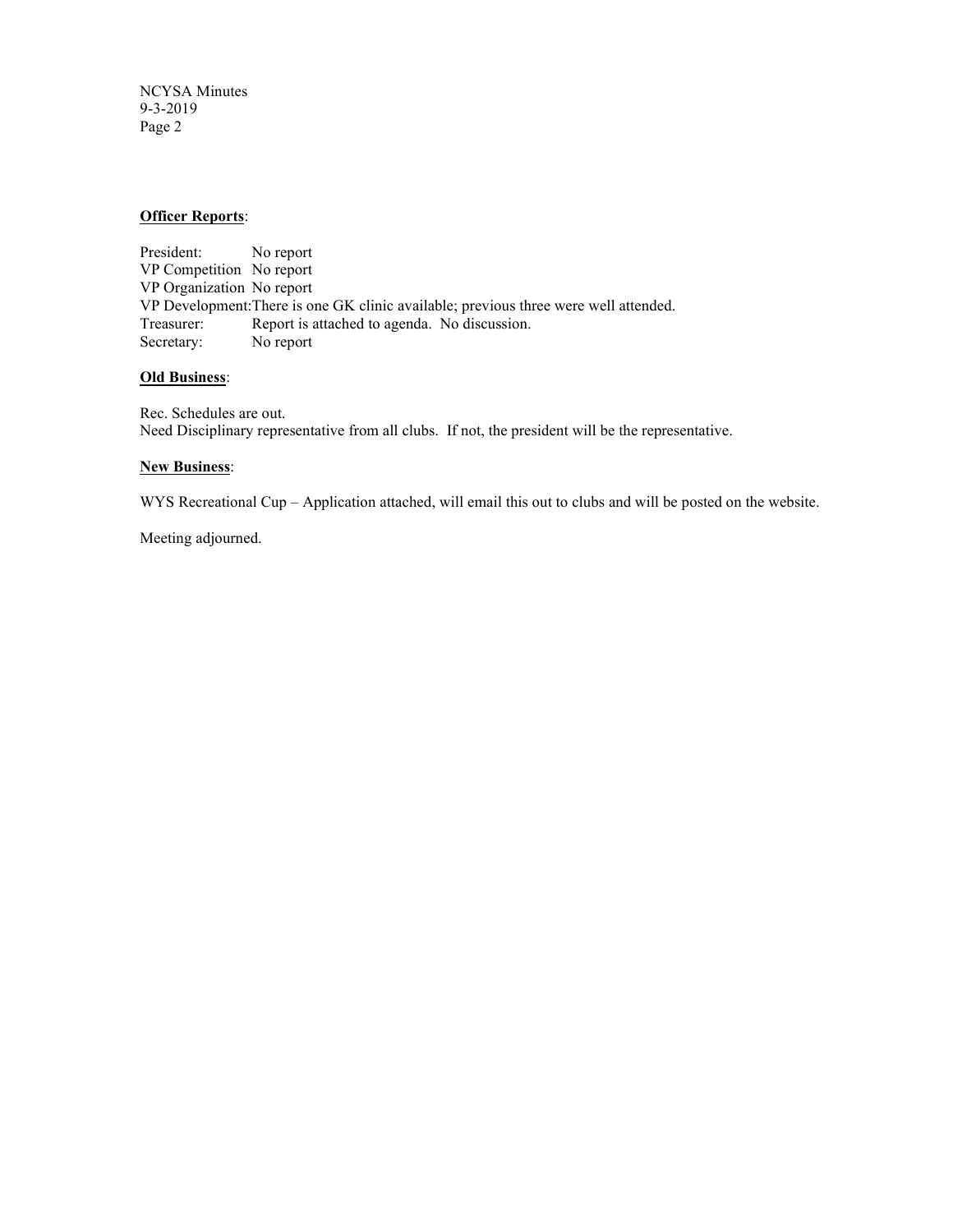**Officer Reports**:

| | |
|---|---|
| President: | No report |
| VP Competition | No report |
| VP Organization | No report |
| VP Development: | There is one GK clinic available; previous three were well attended. |
| Treasurer: | Report is attached to agenda. No discussion. |
| Secretary: | No report |

**Old Business**:

Rec. Schedules are out.
Need Disciplinary representative from all clubs. If not, the president will be the representative.

**New Business**:

WYS Recreational Cup – Application attached, will email this out to clubs and will be posted on the website.

Meeting adjourned.